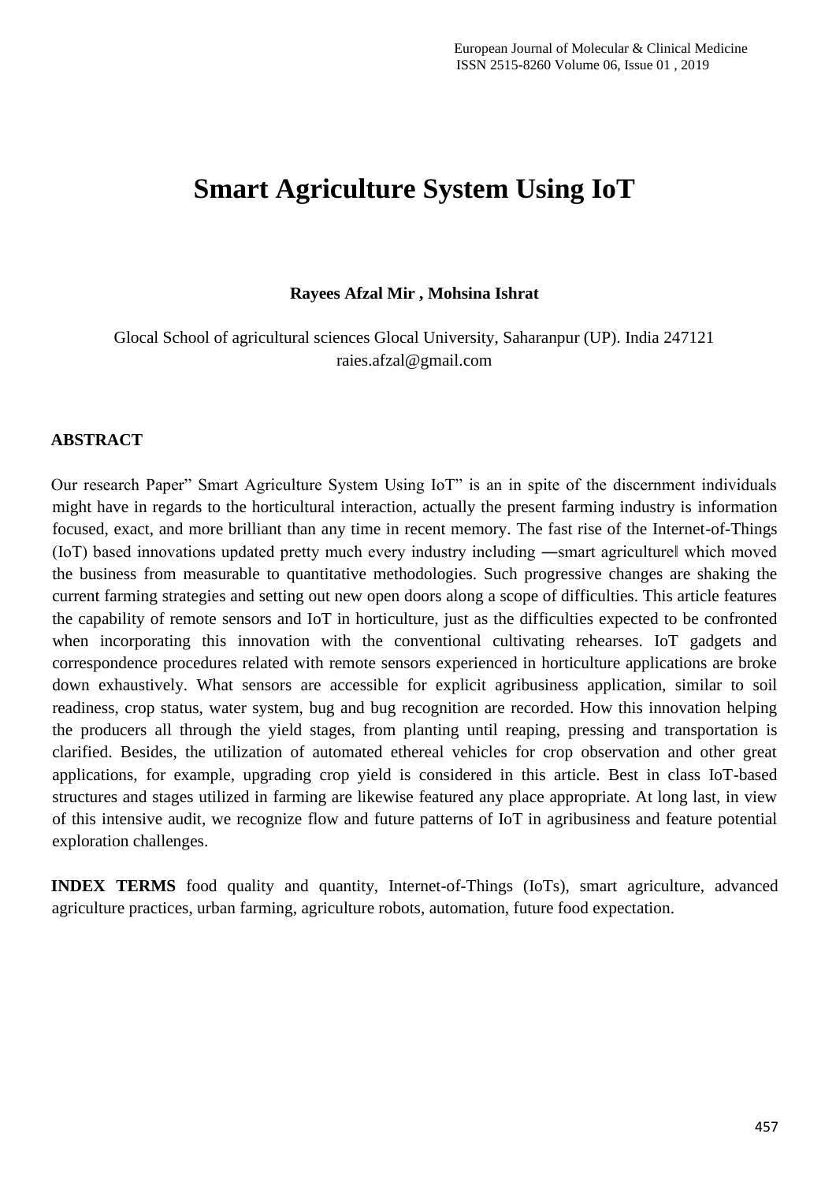# Smart Agriculture System Using IoT

**Rayees Afzal Mir , Mohsina Ishrat**

Glocal School of agricultural sciences Glocal University, Saharanpur (UP). India 247121
raies.afzal@gmail.com

## ABSTRACT

Our research Paper" Smart Agriculture System Using IoT" is an in spite of the discernment individuals might have in regards to the horticultural interaction, actually the present farming industry is information focused, exact, and more brilliant than any time in recent memory. The fast rise of the Internet-of-Things (IoT) based innovations updated pretty much every industry including ―smart agriculture‖ which moved the business from measurable to quantitative methodologies. Such progressive changes are shaking the current farming strategies and setting out new open doors along a scope of difficulties. This article features the capability of remote sensors and IoT in horticulture, just as the difficulties expected to be confronted when incorporating this innovation with the conventional cultivating rehearses. IoT gadgets and correspondence procedures related with remote sensors experienced in horticulture applications are broke down exhaustively. What sensors are accessible for explicit agribusiness application, similar to soil readiness, crop status, water system, bug and bug recognition are recorded. How this innovation helping the producers all through the yield stages, from planting until reaping, pressing and transportation is clarified. Besides, the utilization of automated ethereal vehicles for crop observation and other great applications, for example, upgrading crop yield is considered in this article. Best in class IoT-based structures and stages utilized in farming are likewise featured any place appropriate. At long last, in view of this intensive audit, we recognize flow and future patterns of IoT in agribusiness and feature potential exploration challenges.

**INDEX TERMS** food quality and quantity, Internet-of-Things (IoTs), smart agriculture, advanced agriculture practices, urban farming, agriculture robots, automation, future food expectation.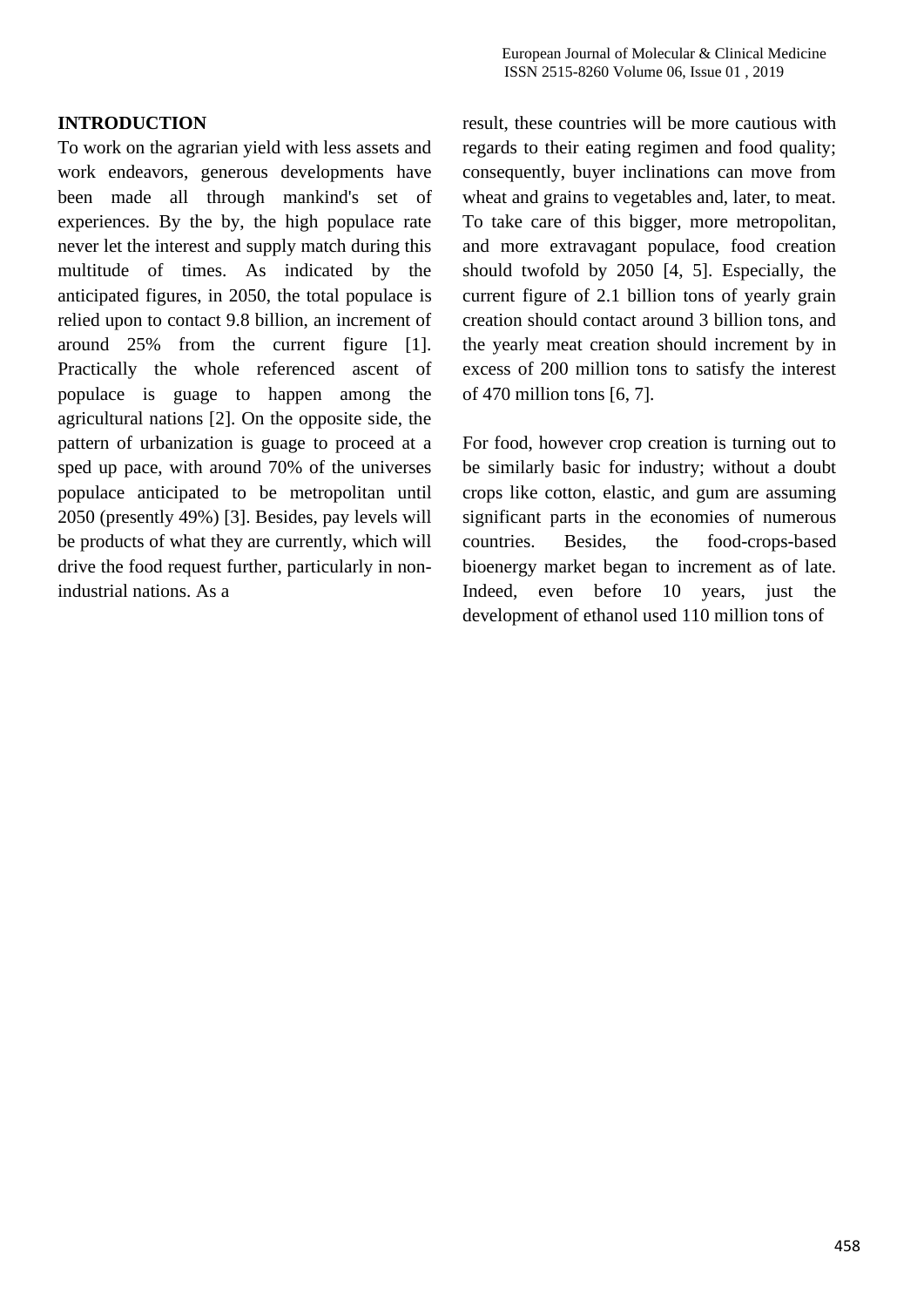## INTRODUCTION

To work on the agrarian yield with less assets and work endeavors, generous developments have been made all through mankind's set of experiences. By the by, the high populace rate never let the interest and supply match during this multitude of times. As indicated by the anticipated figures, in 2050, the total populace is relied upon to contact 9.8 billion, an increment of around 25% from the current figure [1]. Practically the whole referenced ascent of populace is guage to happen among the agricultural nations [2]. On the opposite side, the pattern of urbanization is guage to proceed at a sped up pace, with around 70% of the universes populace anticipated to be metropolitan until 2050 (presently 49%) [3]. Besides, pay levels will be products of what they are currently, which will drive the food request further, particularly in non-industrial nations. As a result, these countries will be more cautious with regards to their eating regimen and food quality; consequently, buyer inclinations can move from wheat and grains to vegetables and, later, to meat. To take care of this bigger, more metropolitan, and more extravagant populace, food creation should twofold by 2050 [4, 5]. Especially, the current figure of 2.1 billion tons of yearly grain creation should contact around 3 billion tons, and the yearly meat creation should increment by in excess of 200 million tons to satisfy the interest of 470 million tons [6, 7].

For food, however crop creation is turning out to be similarly basic for industry; without a doubt crops like cotton, elastic, and gum are assuming significant parts in the economies of numerous countries. Besides, the food-crops-based bioenergy market began to increment as of late. Indeed, even before 10 years, just the development of ethanol used 110 million tons of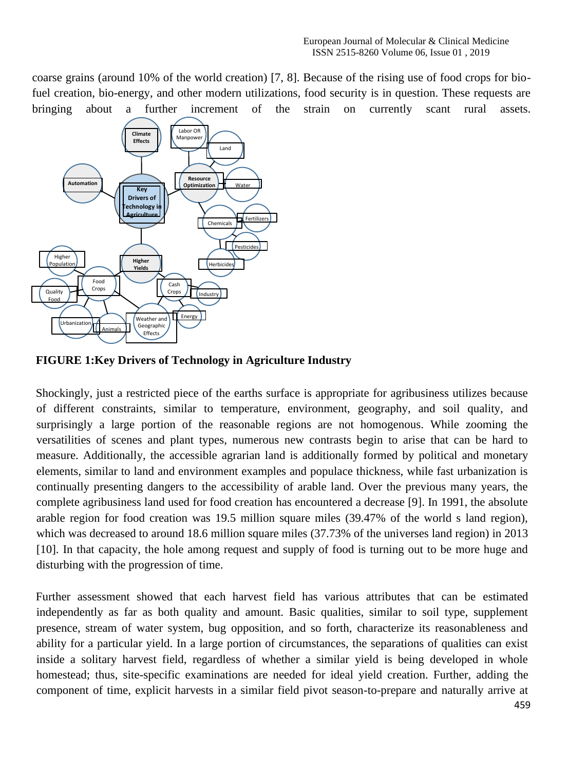coarse grains (around 10% of the world creation) [7, 8]. Because of the rising use of food crops for bio-fuel creation, bio-energy, and other modern utilizations, food security is in question. These requests are bringing about a further increment of the strain on currently scant rural assets.

**FIGURE 1:Key Drivers of Technology in Agriculture Industry**

Shockingly, just a restricted piece of the earths surface is appropriate for agribusiness utilizes because of different constraints, similar to temperature, environment, geography, and soil quality, and surprisingly a large portion of the reasonable regions are not homogenous. While zooming the versatilities of scenes and plant types, numerous new contrasts begin to arise that can be hard to measure. Additionally, the accessible agrarian land is additionally formed by political and monetary elements, similar to land and environment examples and populace thickness, while fast urbanization is continually presenting dangers to the accessibility of arable land. Over the previous many years, the complete agribusiness land used for food creation has encountered a decrease [9]. In 1991, the absolute arable region for food creation was 19.5 million square miles (39.47% of the world s land region), which was decreased to around 18.6 million square miles (37.73% of the universes land region) in 2013 [10]. In that capacity, the hole among request and supply of food is turning out to be more huge and disturbing with the progression of time.

Further assessment showed that each harvest field has various attributes that can be estimated independently as far as both quality and amount. Basic qualities, similar to soil type, supplement presence, stream of water system, bug opposition, and so forth, characterize its reasonableness and ability for a particular yield. In a large portion of circumstances, the separations of qualities can exist inside a solitary harvest field, regardless of whether a similar yield is being developed in whole homestead; thus, site-specific examinations are needed for ideal yield creation. Further, adding the component of time, explicit harvests in a similar field pivot season-to-prepare and naturally arrive at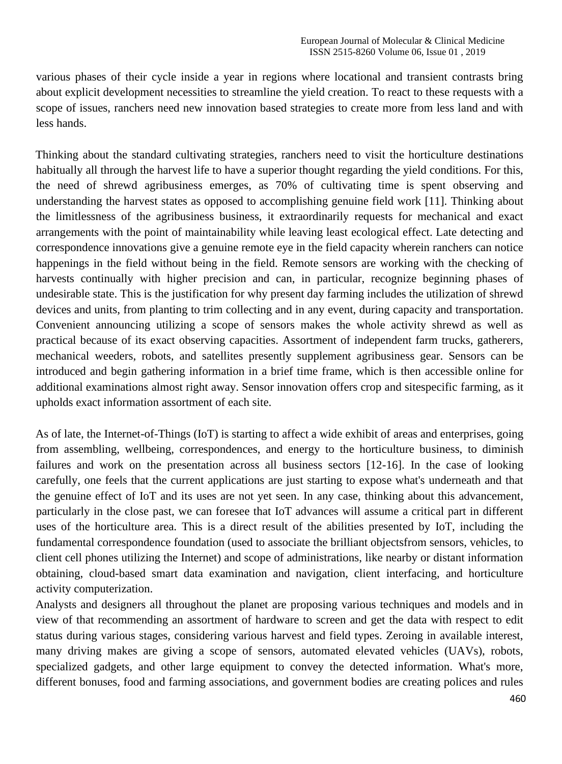various phases of their cycle inside a year in regions where locational and transient contrasts bring about explicit development necessities to streamline the yield creation. To react to these requests with a scope of issues, ranchers need new innovation based strategies to create more from less land and with less hands.

Thinking about the standard cultivating strategies, ranchers need to visit the horticulture destinations habitually all through the harvest life to have a superior thought regarding the yield conditions. For this, the need of shrewd agribusiness emerges, as 70% of cultivating time is spent observing and understanding the harvest states as opposed to accomplishing genuine field work [11]. Thinking about the limitlessness of the agribusiness business, it extraordinarily requests for mechanical and exact arrangements with the point of maintainability while leaving least ecological effect. Late detecting and correspondence innovations give a genuine remote eye in the field capacity wherein ranchers can notice happenings in the field without being in the field. Remote sensors are working with the checking of harvests continually with higher precision and can, in particular, recognize beginning phases of undesirable state. This is the justification for why present day farming includes the utilization of shrewd devices and units, from planting to trim collecting and in any event, during capacity and transportation. Convenient announcing utilizing a scope of sensors makes the whole activity shrewd as well as practical because of its exact observing capacities. Assortment of independent farm trucks, gatherers, mechanical weeders, robots, and satellites presently supplement agribusiness gear. Sensors can be introduced and begin gathering information in a brief time frame, which is then accessible online for additional examinations almost right away. Sensor innovation offers crop and sitespecific farming, as it upholds exact information assortment of each site.

As of late, the Internet-of-Things (IoT) is starting to affect a wide exhibit of areas and enterprises, going from assembling, wellbeing, correspondences, and energy to the horticulture business, to diminish failures and work on the presentation across all business sectors [12-16]. In the case of looking carefully, one feels that the current applications are just starting to expose what's underneath and that the genuine effect of IoT and its uses are not yet seen. In any case, thinking about this advancement, particularly in the close past, we can foresee that IoT advances will assume a critical part in different uses of the horticulture area. This is a direct result of the abilities presented by IoT, including the fundamental correspondence foundation (used to associate the brilliant objectsfrom sensors, vehicles, to client cell phones utilizing the Internet) and scope of administrations, like nearby or distant information obtaining, cloud-based smart data examination and navigation, client interfacing, and horticulture activity computerization.

Analysts and designers all throughout the planet are proposing various techniques and models and in view of that recommending an assortment of hardware to screen and get the data with respect to edit status during various stages, considering various harvest and field types. Zeroing in available interest, many driving makes are giving a scope of sensors, automated elevated vehicles (UAVs), robots, specialized gadgets, and other large equipment to convey the detected information. What's more, different bonuses, food and farming associations, and government bodies are creating polices and rules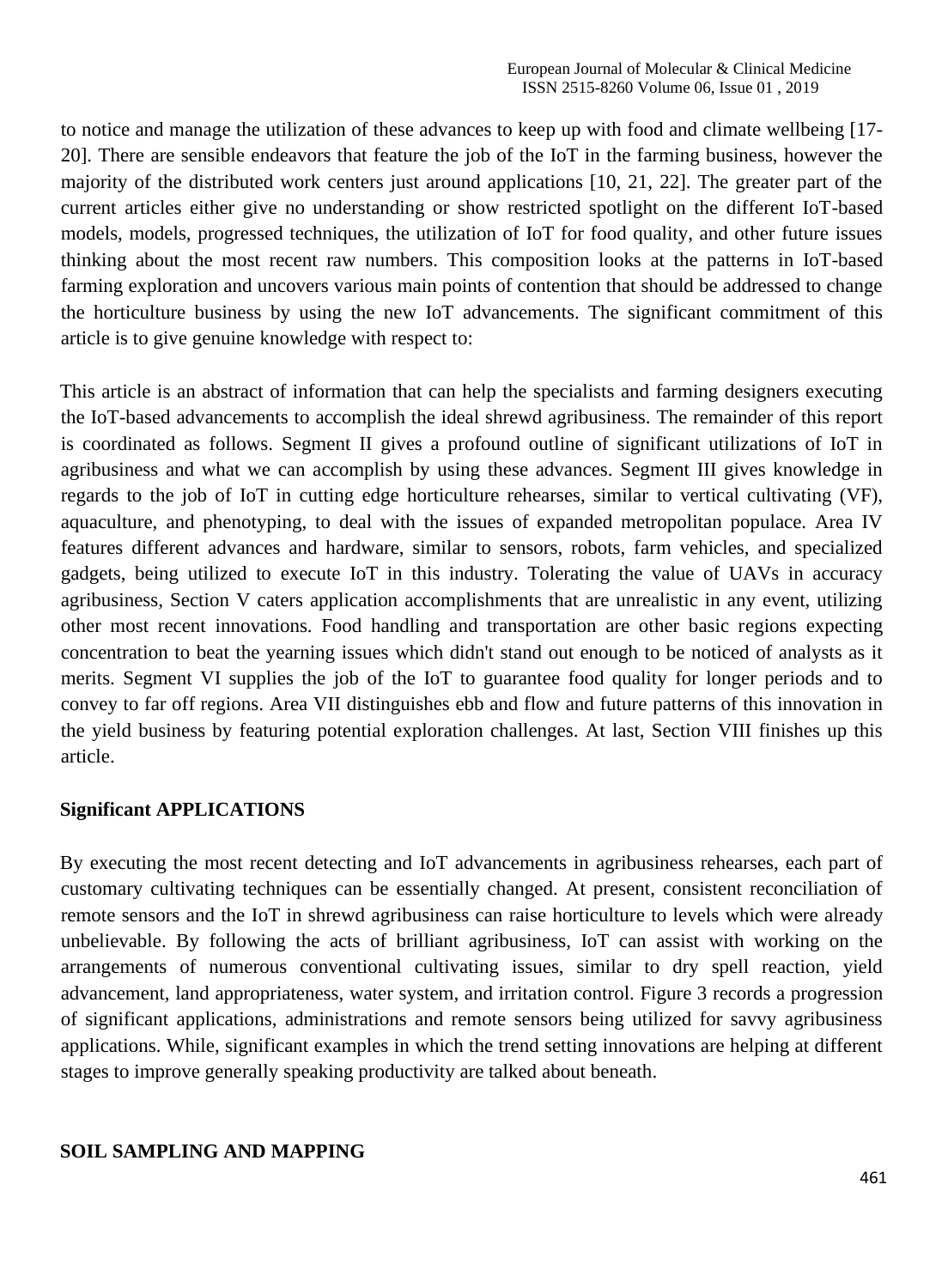to notice and manage the utilization of these advances to keep up with food and climate wellbeing [17-20]. There are sensible endeavors that feature the job of the IoT in the farming business, however the majority of the distributed work centers just around applications [10, 21, 22]. The greater part of the current articles either give no understanding or show restricted spotlight on the different IoT-based models, models, progressed techniques, the utilization of IoT for food quality, and other future issues thinking about the most recent raw numbers. This composition looks at the patterns in IoT-based farming exploration and uncovers various main points of contention that should be addressed to change the horticulture business by using the new IoT advancements. The significant commitment of this article is to give genuine knowledge with respect to:

This article is an abstract of information that can help the specialists and farming designers executing the IoT-based advancements to accomplish the ideal shrewd agribusiness. The remainder of this report is coordinated as follows. Segment II gives a profound outline of significant utilizations of IoT in agribusiness and what we can accomplish by using these advances. Segment III gives knowledge in regards to the job of IoT in cutting edge horticulture rehearses, similar to vertical cultivating (VF), aquaculture, and phenotyping, to deal with the issues of expanded metropolitan populace. Area IV features different advances and hardware, similar to sensors, robots, farm vehicles, and specialized gadgets, being utilized to execute IoT in this industry. Tolerating the value of UAVs in accuracy agribusiness, Section V caters application accomplishments that are unrealistic in any event, utilizing other most recent innovations. Food handling and transportation are other basic regions expecting concentration to beat the yearning issues which didn't stand out enough to be noticed of analysts as it merits. Segment VI supplies the job of the IoT to guarantee food quality for longer periods and to convey to far off regions. Area VII distinguishes ebb and flow and future patterns of this innovation in the yield business by featuring potential exploration challenges. At last, Section VIII finishes up this article.

## Significant APPLICATIONS

By executing the most recent detecting and IoT advancements in agribusiness rehearses, each part of customary cultivating techniques can be essentially changed. At present, consistent reconciliation of remote sensors and the IoT in shrewd agribusiness can raise horticulture to levels which were already unbelievable. By following the acts of brilliant agribusiness, IoT can assist with working on the arrangements of numerous conventional cultivating issues, similar to dry spell reaction, yield advancement, land appropriateness, water system, and irritation control. Figure 3 records a progression of significant applications, administrations and remote sensors being utilized for savvy agribusiness applications. While, significant examples in which the trend setting innovations are helping at different stages to improve generally speaking productivity are talked about beneath.

## SOIL SAMPLING AND MAPPING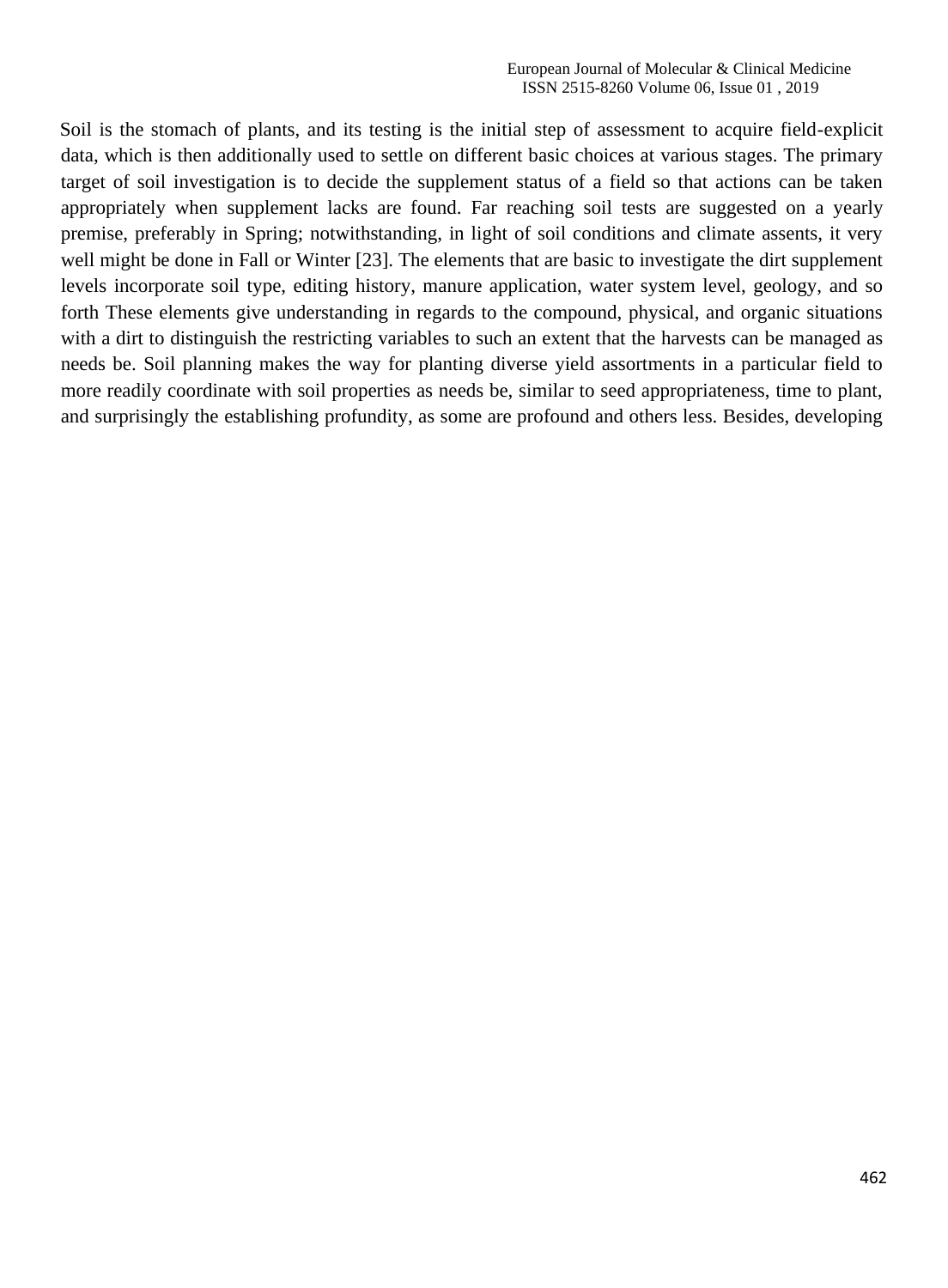Soil is the stomach of plants, and its testing is the initial step of assessment to acquire field-explicit data, which is then additionally used to settle on different basic choices at various stages. The primary target of soil investigation is to decide the supplement status of a field so that actions can be taken appropriately when supplement lacks are found. Far reaching soil tests are suggested on a yearly premise, preferably in Spring; notwithstanding, in light of soil conditions and climate assents, it very well might be done in Fall or Winter [23]. The elements that are basic to investigate the dirt supplement levels incorporate soil type, editing history, manure application, water system level, geology, and so forth These elements give understanding in regards to the compound, physical, and organic situations with a dirt to distinguish the restricting variables to such an extent that the harvests can be managed as needs be. Soil planning makes the way for planting diverse yield assortments in a particular field to more readily coordinate with soil properties as needs be, similar to seed appropriateness, time to plant, and surprisingly the establishing profundity, as some are profound and others less. Besides, developing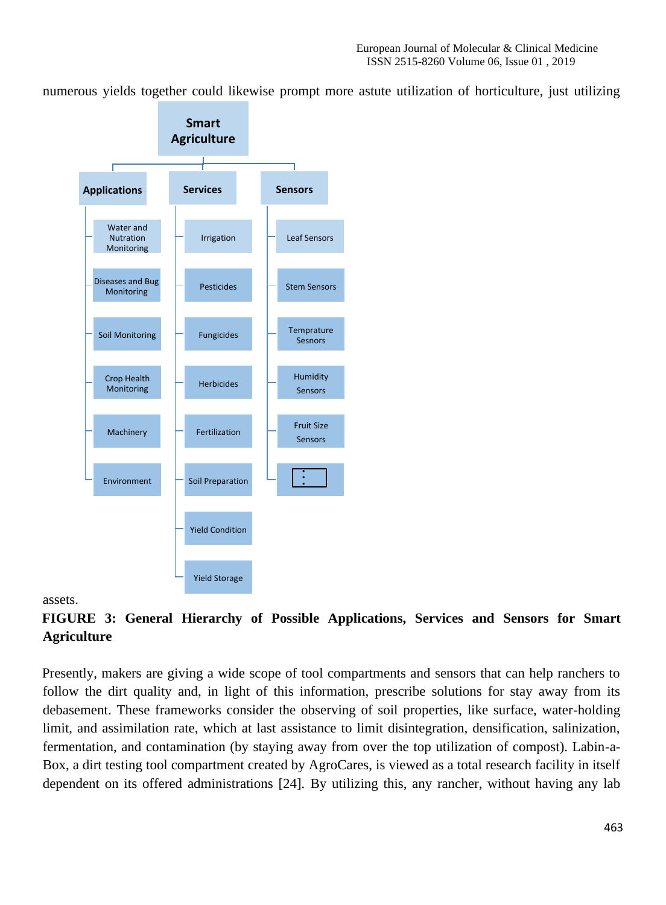numerous yields together could likewise prompt more astute utilization of horticulture, just utilizing assets.

**FIGURE 3: General Hierarchy of Possible Applications, Services and Sensors for Smart Agriculture**

Presently, makers are giving a wide scope of tool compartments and sensors that can help ranchers to follow the dirt quality and, in light of this information, prescribe solutions for stay away from its debasement. These frameworks consider the observing of soil properties, like surface, water-holding limit, and assimilation rate, which at last assistance to limit disintegration, densification, salinization, fermentation, and contamination (by staying away from over the top utilization of compost). Labin-a-Box, a dirt testing tool compartment created by AgroCares, is viewed as a total research facility in itself dependent on its offered administrations [24]. By utilizing this, any rancher, without having any lab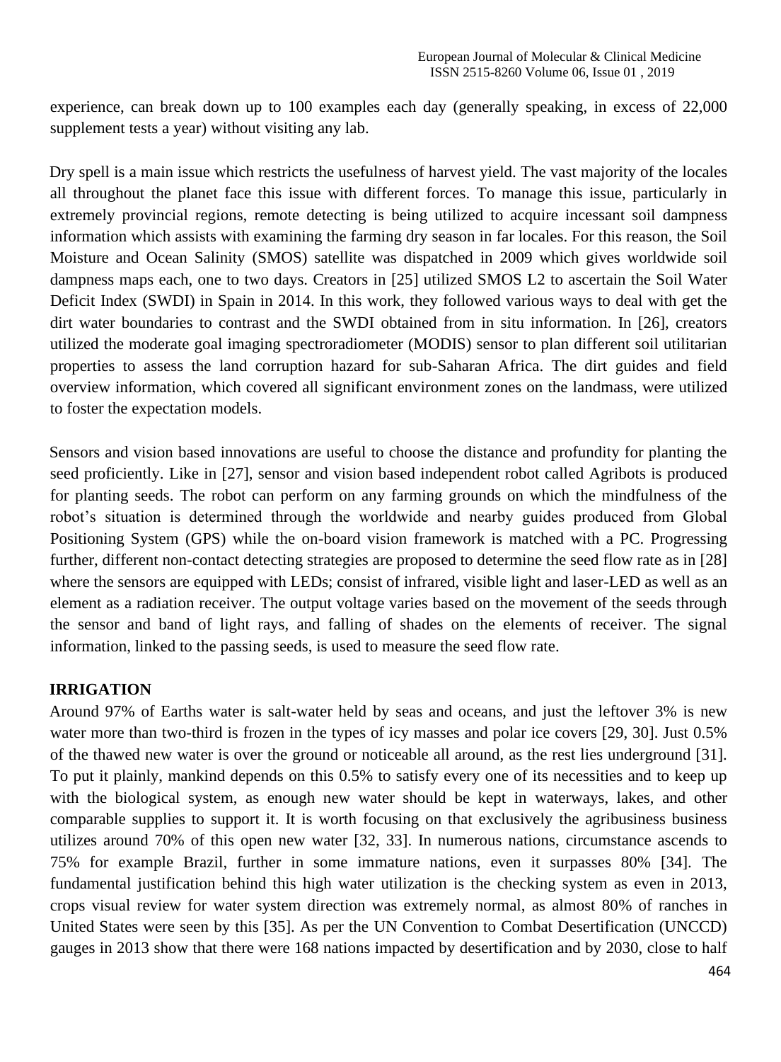experience, can break down up to 100 examples each day (generally speaking, in excess of 22,000 supplement tests a year) without visiting any lab.

Dry spell is a main issue which restricts the usefulness of harvest yield. The vast majority of the locales all throughout the planet face this issue with different forces. To manage this issue, particularly in extremely provincial regions, remote detecting is being utilized to acquire incessant soil dampness information which assists with examining the farming dry season in far locales. For this reason, the Soil Moisture and Ocean Salinity (SMOS) satellite was dispatched in 2009 which gives worldwide soil dampness maps each, one to two days. Creators in [25] utilized SMOS L2 to ascertain the Soil Water Deficit Index (SWDI) in Spain in 2014. In this work, they followed various ways to deal with get the dirt water boundaries to contrast and the SWDI obtained from in situ information. In [26], creators utilized the moderate goal imaging spectroradiometer (MODIS) sensor to plan different soil utilitarian properties to assess the land corruption hazard for sub-Saharan Africa. The dirt guides and field overview information, which covered all significant environment zones on the landmass, were utilized to foster the expectation models.

Sensors and vision based innovations are useful to choose the distance and profundity for planting the seed proficiently. Like in [27], sensor and vision based independent robot called Agribots is produced for planting seeds. The robot can perform on any farming grounds on which the mindfulness of the robot's situation is determined through the worldwide and nearby guides produced from Global Positioning System (GPS) while the on-board vision framework is matched with a PC. Progressing further, different non-contact detecting strategies are proposed to determine the seed flow rate as in [28] where the sensors are equipped with LEDs; consist of infrared, visible light and laser-LED as well as an element as a radiation receiver. The output voltage varies based on the movement of the seeds through the sensor and band of light rays, and falling of shades on the elements of receiver. The signal information, linked to the passing seeds, is used to measure the seed flow rate.

## IRRIGATION

Around 97% of Earths water is salt-water held by seas and oceans, and just the leftover 3% is new water more than two-third is frozen in the types of icy masses and polar ice covers [29, 30]. Just 0.5% of the thawed new water is over the ground or noticeable all around, as the rest lies underground [31]. To put it plainly, mankind depends on this 0.5% to satisfy every one of its necessities and to keep up with the biological system, as enough new water should be kept in waterways, lakes, and other comparable supplies to support it. It is worth focusing on that exclusively the agribusiness business utilizes around 70% of this open new water [32, 33]. In numerous nations, circumstance ascends to 75% for example Brazil, further in some immature nations, even it surpasses 80% [34]. The fundamental justification behind this high water utilization is the checking system as even in 2013, crops visual review for water system direction was extremely normal, as almost 80% of ranches in United States were seen by this [35]. As per the UN Convention to Combat Desertification (UNCCD) gauges in 2013 show that there were 168 nations impacted by desertification and by 2030, close to half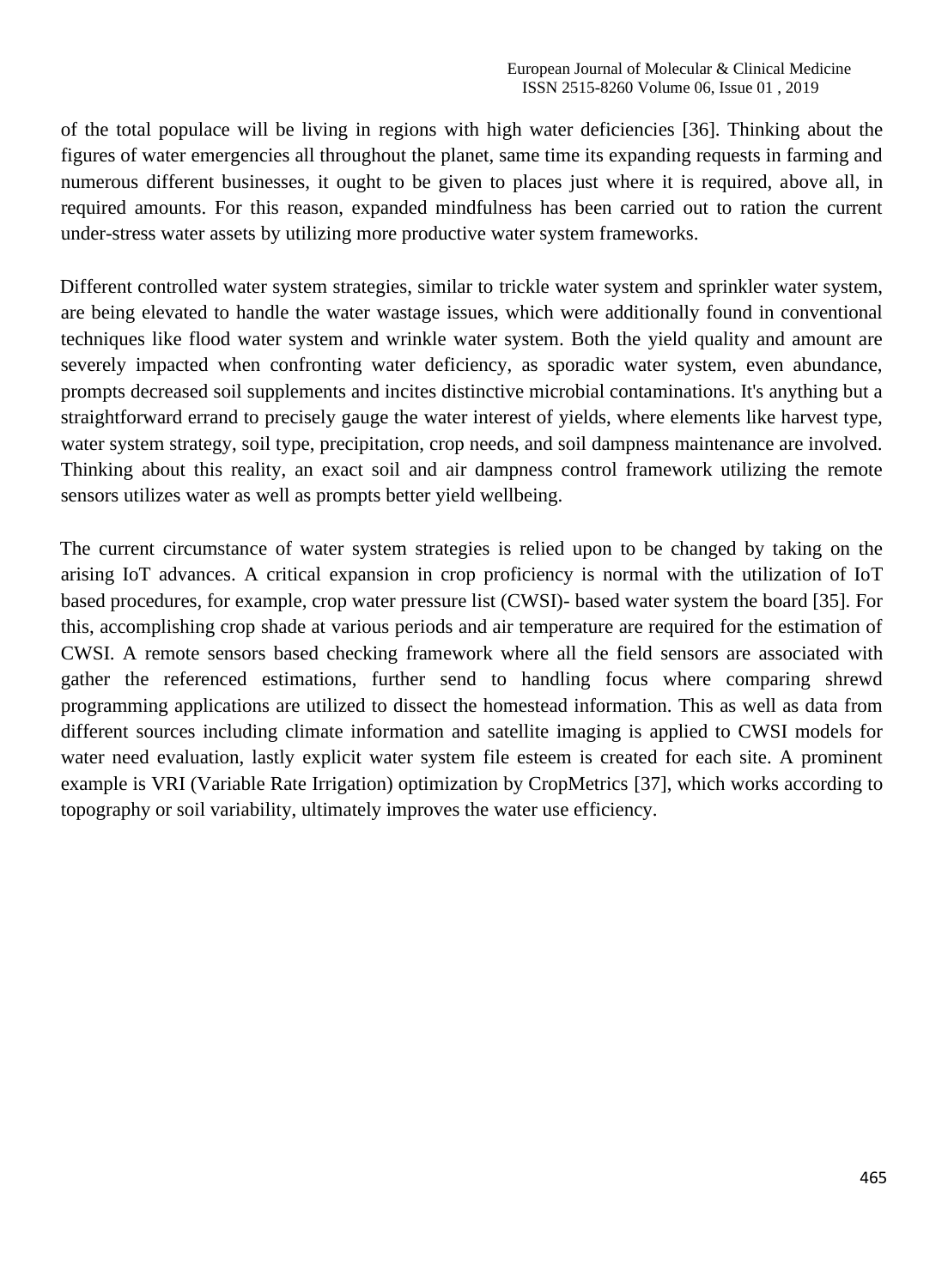of the total populace will be living in regions with high water deficiencies [36]. Thinking about the figures of water emergencies all throughout the planet, same time its expanding requests in farming and numerous different businesses, it ought to be given to places just where it is required, above all, in required amounts. For this reason, expanded mindfulness has been carried out to ration the current under-stress water assets by utilizing more productive water system frameworks.

Different controlled water system strategies, similar to trickle water system and sprinkler water system, are being elevated to handle the water wastage issues, which were additionally found in conventional techniques like flood water system and wrinkle water system. Both the yield quality and amount are severely impacted when confronting water deficiency, as sporadic water system, even abundance, prompts decreased soil supplements and incites distinctive microbial contaminations. It's anything but a straightforward errand to precisely gauge the water interest of yields, where elements like harvest type, water system strategy, soil type, precipitation, crop needs, and soil dampness maintenance are involved. Thinking about this reality, an exact soil and air dampness control framework utilizing the remote sensors utilizes water as well as prompts better yield wellbeing.

The current circumstance of water system strategies is relied upon to be changed by taking on the arising IoT advances. A critical expansion in crop proficiency is normal with the utilization of IoT based procedures, for example, crop water pressure list (CWSI)- based water system the board [35]. For this, accomplishing crop shade at various periods and air temperature are required for the estimation of CWSI. A remote sensors based checking framework where all the field sensors are associated with gather the referenced estimations, further send to handling focus where comparing shrewd programming applications are utilized to dissect the homestead information. This as well as data from different sources including climate information and satellite imaging is applied to CWSI models for water need evaluation, lastly explicit water system file esteem is created for each site. A prominent example is VRI (Variable Rate Irrigation) optimization by CropMetrics [37], which works according to topography or soil variability, ultimately improves the water use efficiency.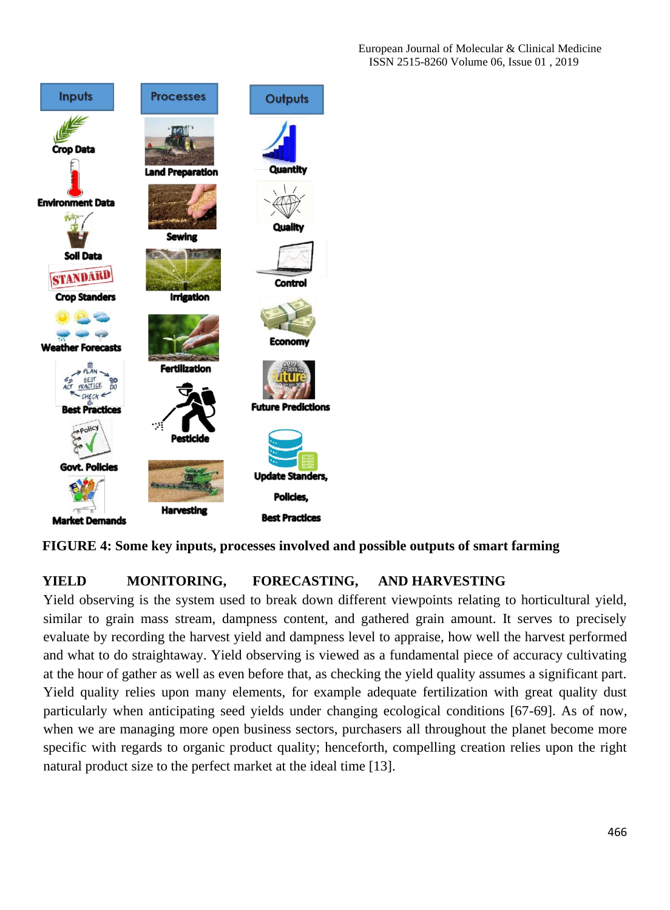| Inputs | Processes | Outputs |
| --- | --- | --- |
| Crop Data | Land Preparation | Quantity |
| Environment Data | Sewing | Quality |
| Soil Data | Irrigation | Control |
| Crop Standers | Fertilization | Economy |
| Weather Forecasts | Pesticide | Future Predictions |
| Best Practices | Harvesting | Update Standers, Policies, Best Practices |
| Govt. Policies | | |
| Market Demands | | |

**FIGURE 4: Some key inputs, processes involved and possible outputs of smart farming**

## YIELD MONITORING, FORECASTING, AND HARVESTING

Yield observing is the system used to break down different viewpoints relating to horticultural yield, similar to grain mass stream, dampness content, and gathered grain amount. It serves to precisely evaluate by recording the harvest yield and dampness level to appraise, how well the harvest performed and what to do straightaway. Yield observing is viewed as a fundamental piece of accuracy cultivating at the hour of gather as well as even before that, as checking the yield quality assumes a significant part. Yield quality relies upon many elements, for example adequate fertilization with great quality dust particularly when anticipating seed yields under changing ecological conditions [67-69]. As of now, when we are managing more open business sectors, purchasers all throughout the planet become more specific with regards to organic product quality; henceforth, compelling creation relies upon the right natural product size to the perfect market at the ideal time [13].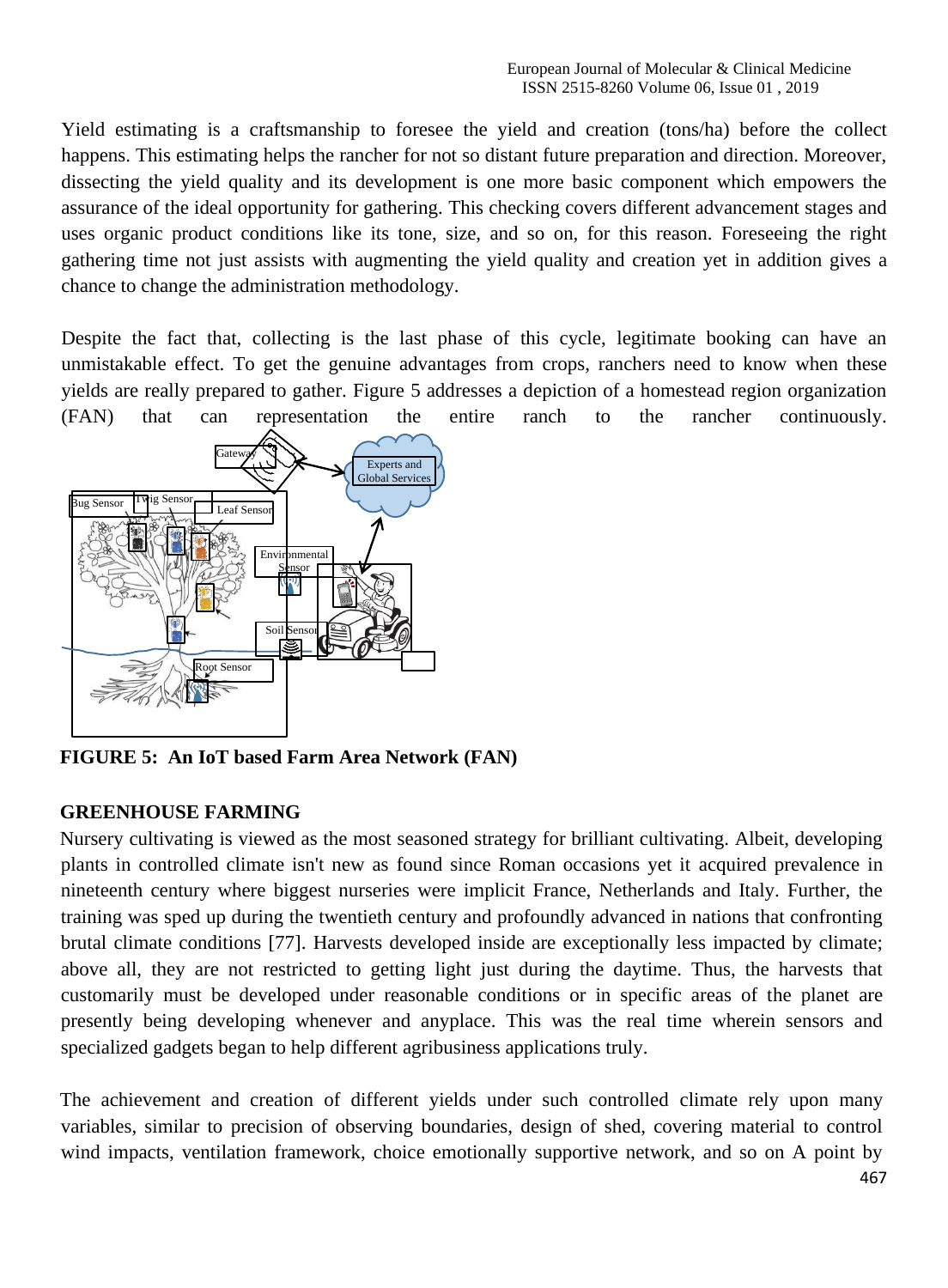Yield estimating is a craftsmanship to foresee the yield and creation (tons/ha) before the collect happens. This estimating helps the rancher for not so distant future preparation and direction. Moreover, dissecting the yield quality and its development is one more basic component which empowers the assurance of the ideal opportunity for gathering. This checking covers different advancement stages and uses organic product conditions like its tone, size, and so on, for this reason. Foreseeing the right gathering time not just assists with augmenting the yield quality and creation yet in addition gives a chance to change the administration methodology.

Despite the fact that, collecting is the last phase of this cycle, legitimate booking can have an unmistakable effect. To get the genuine advantages from crops, ranchers need to know when these yields are really prepared to gather. Figure 5 addresses a depiction of a homestead region organization (FAN) that can representation the entire ranch to the rancher continuously.

**FIGURE 5: An IoT based Farm Area Network (FAN)**

## GREENHOUSE FARMING

Nursery cultivating is viewed as the most seasoned strategy for brilliant cultivating. Albeit, developing plants in controlled climate isn't new as found since Roman occasions yet it acquired prevalence in nineteenth century where biggest nurseries were implicit France, Netherlands and Italy. Further, the training was sped up during the twentieth century and profoundly advanced in nations that confronting brutal climate conditions [77]. Harvests developed inside are exceptionally less impacted by climate; above all, they are not restricted to getting light just during the daytime. Thus, the harvests that customarily must be developed under reasonable conditions or in specific areas of the planet are presently being developing whenever and anyplace. This was the real time wherein sensors and specialized gadgets began to help different agribusiness applications truly.

The achievement and creation of different yields under such controlled climate rely upon many variables, similar to precision of observing boundaries, design of shed, covering material to control wind impacts, ventilation framework, choice emotionally supportive network, and so on A point by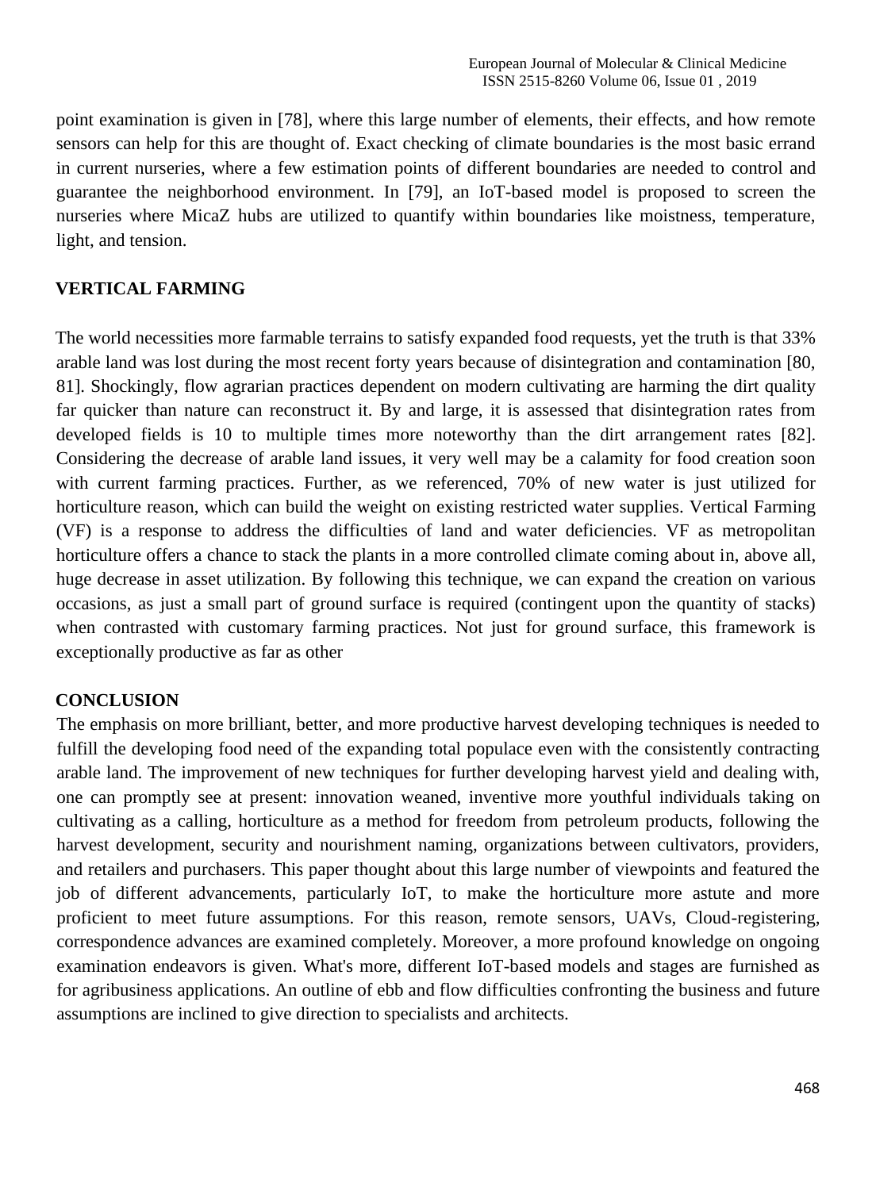point examination is given in [78], where this large number of elements, their effects, and how remote sensors can help for this are thought of. Exact checking of climate boundaries is the most basic errand in current nurseries, where a few estimation points of different boundaries are needed to control and guarantee the neighborhood environment. In [79], an IoT-based model is proposed to screen the nurseries where MicaZ hubs are utilized to quantify within boundaries like moistness, temperature, light, and tension.

## VERTICAL FARMING

The world necessities more farmable terrains to satisfy expanded food requests, yet the truth is that 33% arable land was lost during the most recent forty years because of disintegration and contamination [80, 81]. Shockingly, flow agrarian practices dependent on modern cultivating are harming the dirt quality far quicker than nature can reconstruct it. By and large, it is assessed that disintegration rates from developed fields is 10 to multiple times more noteworthy than the dirt arrangement rates [82]. Considering the decrease of arable land issues, it very well may be a calamity for food creation soon with current farming practices. Further, as we referenced, 70% of new water is just utilized for horticulture reason, which can build the weight on existing restricted water supplies. Vertical Farming (VF) is a response to address the difficulties of land and water deficiencies. VF as metropolitan horticulture offers a chance to stack the plants in a more controlled climate coming about in, above all, huge decrease in asset utilization. By following this technique, we can expand the creation on various occasions, as just a small part of ground surface is required (contingent upon the quantity of stacks) when contrasted with customary farming practices. Not just for ground surface, this framework is exceptionally productive as far as other

## CONCLUSION

The emphasis on more brilliant, better, and more productive harvest developing techniques is needed to fulfill the developing food need of the expanding total populace even with the consistently contracting arable land. The improvement of new techniques for further developing harvest yield and dealing with, one can promptly see at present: innovation weaned, inventive more youthful individuals taking on cultivating as a calling, horticulture as a method for freedom from petroleum products, following the harvest development, security and nourishment naming, organizations between cultivators, providers, and retailers and purchasers. This paper thought about this large number of viewpoints and featured the job of different advancements, particularly IoT, to make the horticulture more astute and more proficient to meet future assumptions. For this reason, remote sensors, UAVs, Cloud-registering, correspondence advances are examined completely. Moreover, a more profound knowledge on ongoing examination endeavors is given. What's more, different IoT-based models and stages are furnished as for agribusiness applications. An outline of ebb and flow difficulties confronting the business and future assumptions are inclined to give direction to specialists and architects.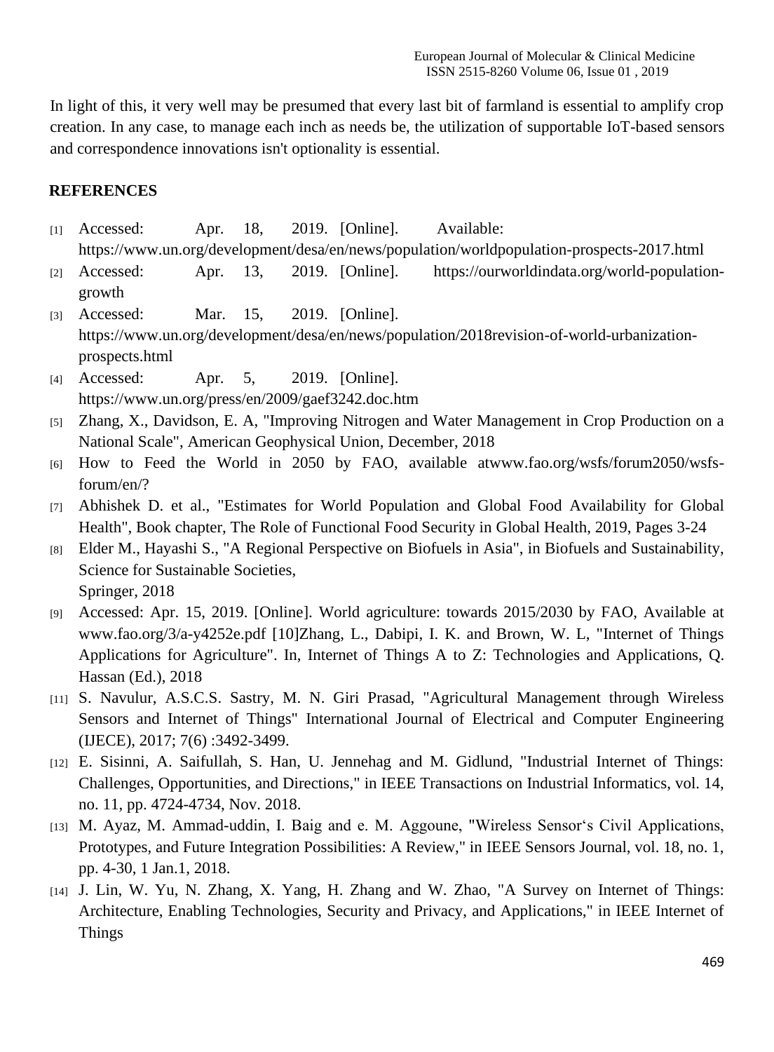In light of this, it very well may be presumed that every last bit of farmland is essential to amplify crop creation. In any case, to manage each inch as needs be, the utilization of supportable IoT-based sensors and correspondence innovations isn't optionality is essential.

## REFERENCES

[1] Accessed: Apr. 18, 2019. [Online]. Available: https://www.un.org/development/desa/en/news/population/worldpopulation-prospects-2017.html

[2] Accessed: Apr. 13, 2019. [Online]. https://ourworldindata.org/world-population-growth

[3] Accessed: Mar. 15, 2019. [Online]. https://www.un.org/development/desa/en/news/population/2018revision-of-world-urbanization-prospects.html

[4] Accessed: Apr. 5, 2019. [Online]. https://www.un.org/press/en/2009/gaef3242.doc.htm

[5] Zhang, X., Davidson, E. A, "Improving Nitrogen and Water Management in Crop Production on a National Scale", American Geophysical Union, December, 2018

[6] How to Feed the World in 2050 by FAO, available atwww.fao.org/wsfs/forum2050/wsfs-forum/en/?

[7] Abhishek D. et al., "Estimates for World Population and Global Food Availability for Global Health", Book chapter, The Role of Functional Food Security in Global Health, 2019, Pages 3-24

[8] Elder M., Hayashi S., "A Regional Perspective on Biofuels in Asia", in Biofuels and Sustainability, Science for Sustainable Societies,
Springer, 2018

[9] Accessed: Apr. 15, 2019. [Online]. World agriculture: towards 2015/2030 by FAO, Available at www.fao.org/3/a-y4252e.pdf [10]Zhang, L., Dabipi, I. K. and Brown, W. L, "Internet of Things Applications for Agriculture". In, Internet of Things A to Z: Technologies and Applications, Q. Hassan (Ed.), 2018

[11] S. Navulur, A.S.C.S. Sastry, M. N. Giri Prasad, "Agricultural Management through Wireless Sensors and Internet of Things" International Journal of Electrical and Computer Engineering (IJECE), 2017; 7(6) :3492-3499.

[12] E. Sisinni, A. Saifullah, S. Han, U. Jennehag and M. Gidlund, "Industrial Internet of Things: Challenges, Opportunities, and Directions," in IEEE Transactions on Industrial Informatics, vol. 14, no. 11, pp. 4724-4734, Nov. 2018.

[13] M. Ayaz, M. Ammad-uddin, I. Baig and e. M. Aggoune, "Wireless Sensor‘s Civil Applications, Prototypes, and Future Integration Possibilities: A Review," in IEEE Sensors Journal, vol. 18, no. 1, pp. 4-30, 1 Jan.1, 2018.

[14] J. Lin, W. Yu, N. Zhang, X. Yang, H. Zhang and W. Zhao, "A Survey on Internet of Things: Architecture, Enabling Technologies, Security and Privacy, and Applications," in IEEE Internet of Things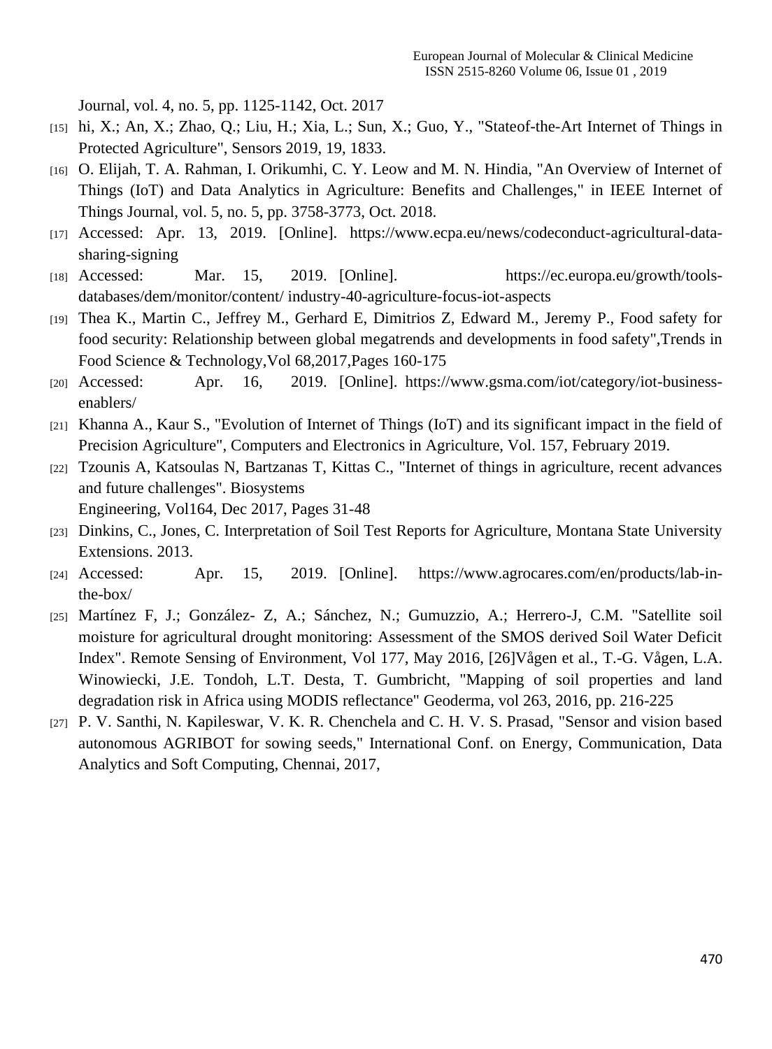Journal, vol. 4, no. 5, pp. 1125-1142, Oct. 2017

[15] hi, X.; An, X.; Zhao, Q.; Liu, H.; Xia, L.; Sun, X.; Guo, Y., "Stateof-the-Art Internet of Things in Protected Agriculture", Sensors 2019, 19, 1833.

[16] O. Elijah, T. A. Rahman, I. Orikumhi, C. Y. Leow and M. N. Hindia, "An Overview of Internet of Things (IoT) and Data Analytics in Agriculture: Benefits and Challenges," in IEEE Internet of Things Journal, vol. 5, no. 5, pp. 3758-3773, Oct. 2018.

[17] Accessed: Apr. 13, 2019. [Online]. https://www.ecpa.eu/news/codeconduct-agricultural-data-sharing-signing

[18] Accessed: Mar. 15, 2019. [Online]. https://ec.europa.eu/growth/tools-databases/dem/monitor/content/ industry-40-agriculture-focus-iot-aspects

[19] Thea K., Martin C., Jeffrey M., Gerhard E, Dimitrios Z, Edward M., Jeremy P., Food safety for food security: Relationship between global megatrends and developments in food safety",Trends in Food Science & Technology,Vol 68,2017,Pages 160-175

[20] Accessed: Apr. 16, 2019. [Online]. https://www.gsma.com/iot/category/iot-business-enablers/

[21] Khanna A., Kaur S., "Evolution of Internet of Things (IoT) and its significant impact in the field of Precision Agriculture", Computers and Electronics in Agriculture, Vol. 157, February 2019.

[22] Tzounis A, Katsoulas N, Bartzanas T, Kittas C., "Internet of things in agriculture, recent advances and future challenges". Biosystems
Engineering, Vol164, Dec 2017, Pages 31-48

[23] Dinkins, C., Jones, C. Interpretation of Soil Test Reports for Agriculture, Montana State University Extensions. 2013.

[24] Accessed: Apr. 15, 2019. [Online]. https://www.agrocares.com/en/products/lab-in-the-box/

[25] Martínez F, J.; González- Z, A.; Sánchez, N.; Gumuzzio, A.; Herrero-J, C.M. "Satellite soil moisture for agricultural drought monitoring: Assessment of the SMOS derived Soil Water Deficit Index". Remote Sensing of Environment, Vol 177, May 2016, [26]Vågen et al., T.-G. Vågen, L.A. Winowiecki, J.E. Tondoh, L.T. Desta, T. Gumbricht, "Mapping of soil properties and land degradation risk in Africa using MODIS reflectance" Geoderma, vol 263, 2016, pp. 216-225

[27] P. V. Santhi, N. Kapileswar, V. K. R. Chenchela and C. H. V. S. Prasad, "Sensor and vision based autonomous AGRIBOT for sowing seeds," International Conf. on Energy, Communication, Data Analytics and Soft Computing, Chennai, 2017,